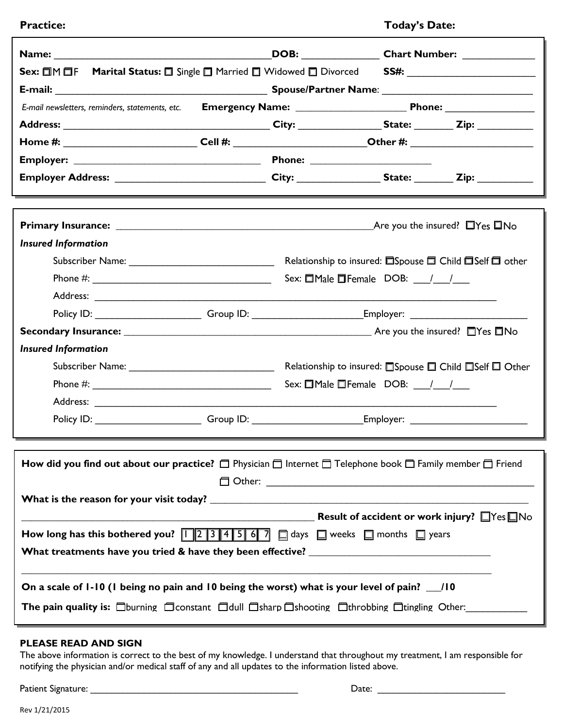**Practice:** **Today's Date:**

**Name:** ______________________________ **DOB:** ____________ **Chart Number:** ____________

**Sex:** ☐M ☐F **Marital Status:** ☐ Single ☐ Married ☐ Widowed ☐ Divorced **SS#:** ____________________

**E-mail:** ______________________________ **Spouse/Partner Name**: ______________________

*E-mail newsletters, reminders, statements, etc.* **Emergency Name:** __________________ **Phone:** ______________

**Address:** ______________________________ **City:** ______________ **State:** ______ **Zip:** ________

**Home #:** ____________________ **Cell #:** ____________________ **Other #:** ____________________

**Employer:** ____________________________ **Phone:** ____________________

**Employer Address:** ______________________ **City:** ______________ **State:** ______ **Zip:** ________

---

**Primary Insurance:** ________________________________________ Are you the insured? ☐Yes ☐No

***Insured Information***

Subscriber Name: ________________________ Relationship to insured: ☐Spouse ☐ Child ☐Self ☐ other

Phone #: ____________________________ Sex: ☐Male ☐Female DOB: ___/___/___

Address: ______________________________________________________________

Policy ID: __________________ Group ID: __________________ Employer: ____________________

**Secondary Insurance:** ________________________________________ Are you the insured? ☐Yes ☐No

***Insured Information***

Subscriber Name: ________________________ Relationship to insured: ☐Spouse ☐ Child ☐Self ☐ Other

Phone #: ____________________________ Sex: ☐Male ☐Female DOB: ___/___/___

Address: ______________________________________________________________

Policy ID: __________________ Group ID: __________________ Employer: ____________________

---

**How did you find out about our practice?** ☐ Physician ☐ Internet ☐ Telephone book ☐ Family member ☐ Friend ☐ Other: ________________________________________

**What is the reason for your visit today?** ____________________________________________________

____________________________________________ **Result of accident or work injury?** ☐Yes ☐No

**How long has this bothered you?** 1 2 3 4 5 6 7 ☐ days ☐ weeks ☐ months ☐ years

**What treatments have you tried & have they been effective?** ______________________________

____________________________________________________________________________

**On a scale of 1-10 (1 being no pain and 10 being the worst) what is your level of pain?** ___/10

**The pain quality is:** ☐burning ☐constant ☐dull ☐sharp ☐shooting ☐throbbing ☐tingling Other:__________

## PLEASE READ AND SIGN

The above information is correct to the best of my knowledge. I understand that throughout my treatment, I am responsible for notifying the physician and/or medical staff of any and all updates to the information listed above.

Patient Signature: ____________________________________ Date: ______________________

Rev 1/21/2015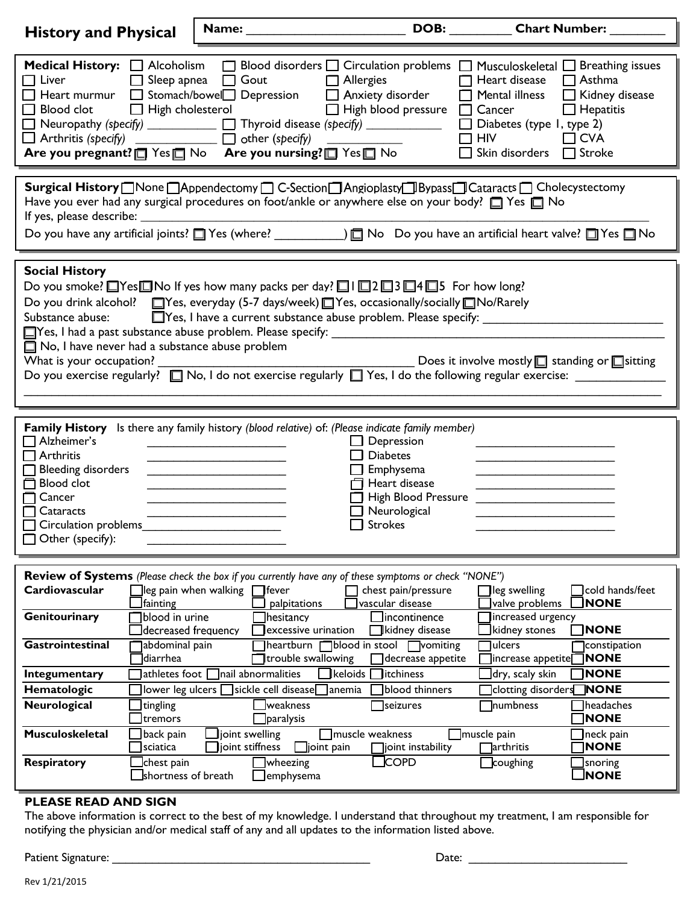# History and Physical

**Name:** ______________________ **DOB:** ________ **Chart Number:** ________

**Medical History:** ☐ Alcoholism ☐ Blood disorders ☐ Circulation problems ☐ Musculoskeletal ☐ Breathing issues
☐ Liver ☐ Sleep apnea ☐ Gout ☐ Allergies ☐ Heart disease ☐ Asthma
☐ Heart murmur ☐ Stomach/bowel ☐ Depression ☐ Anxiety disorder ☐ Mental illness ☐ Kidney disease
☐ Blood clot ☐ High cholesterol ☐ High blood pressure ☐ Cancer ☐ Hepatitis
☐ Neuropathy *(specify)* __________ ☐ Thyroid disease *(specify)* ___________ ☐ Diabetes (type 1, type 2)
☐ Arthritis *(specify)* ____________ ☐ other (*specify*) ___________ ☐ HIV ☐ CVA
**Are you pregnant?** ☐ Yes ☐ No **Are you nursing?** ☐ Yes ☐ No ☐ Skin disorders ☐ Stroke

**Surgical History** ☐ None ☐ Appendectomy ☐ C-Section ☐ Angioplasty ☐ Bypass ☐ Cataracts ☐ Cholecystectomy
Have you ever had any surgical procedures on foot/ankle or anywhere else on your body? ☐ Yes ☐ No
If yes, please describe: ______________________________________________________________
Do you have any artificial joints? ☐ Yes (where? __________) ☐ No Do you have an artificial heart valve? ☐ Yes ☐ No

**Social History**
Do you smoke? ☐ Yes ☐ No If yes how many packs per day? ☐ 1 ☐ 2 ☐ 3 ☐ 4 ☐ 5 For how long?
Do you drink alcohol? ☐ Yes, everyday (5-7 days/week) ☐ Yes, occasionally/socially ☐ No/Rarely
Substance abuse: ☐ Yes, I have a current substance abuse problem. Please specify: ___________________________
☐ Yes, I had a past substance abuse problem. Please specify: _______________________________________________
☐ No, I have never had a substance abuse problem
What is your occupation? ___________________________________ Does it involve mostly ☐ standing or ☐ sitting
Do you exercise regularly? ☐ No, I do not exercise regularly ☐ Yes, I do the following regular exercise: _____________
______________________________________________________________________________________

**Family History** Is there any family history *(blood relative)* of: *(Please indicate family member)*

| | | | |
|---|---|---|---|
| ☐ Alzheimer's | ____________________ | ☐ Depression | ____________________ |
| ☐ Arthritis | ____________________ | ☐ Diabetes | ____________________ |
| ☐ Bleeding disorders | ____________________ | ☐ Emphysema | ____________________ |
| ☐ Blood clot | ____________________ | ☐ Heart disease | ____________________ |
| ☐ Cancer | ____________________ | ☐ High Blood Pressure | ____________________ |
| ☐ Cataracts | ____________________ | ☐ Neurological | ____________________ |
| ☐ Circulation problems | ____________________ | ☐ Strokes | ____________________ |
| ☐ Other (specify): | ____________________ | | |

**Review of Systems** *(Please check the box if you currently have any of these symptoms or check "NONE")*

| | | | | | |
|---|---|---|---|---|---|
| **Cardiovascular** | ☐ leg pain when walking<br>☐ fainting | ☐ fever<br>☐ palpitations | ☐ chest pain/pressure<br>☐ vascular disease | ☐ leg swelling<br>☐ valve problems | ☐ cold hands/feet<br>☐ **NONE** |
| **Genitourinary** | ☐ blood in urine<br>☐ decreased frequency | ☐ hesitancy<br>☐ excessive urination | ☐ incontinence<br>☐ kidney disease | ☐ increased urgency<br>☐ kidney stones | ☐ **NONE** |
| **Gastrointestinal** | ☐ abdominal pain<br>☐ diarrhea | ☐ heartburn ☐ blood in stool<br>☐ trouble swallowing | ☐ vomiting<br>☐ decrease appetite | ☐ ulcers<br>☐ increase appetite | ☐ constipation<br>☐ **NONE** |
| **Integumentary** | ☐ athletes foot ☐ nail abnormalities | | ☐ keloids ☐ itchiness | ☐ dry, scaly skin | ☐ **NONE** |
| **Hematologic** | ☐ lower leg ulcers ☐ sickle cell disease | ☐ anemia | ☐ blood thinners | ☐ clotting disorders | ☐ **NONE** |
| **Neurological** | ☐ tingling<br>☐ tremors | ☐ weakness<br>☐ paralysis | ☐ seizures | ☐ numbness | ☐ headaches<br>☐ **NONE** |
| **Musculoskeletal** | ☐ back pain<br>☐ sciatica | ☐ joint swelling<br>☐ joint stiffness ☐ joint pain | ☐ muscle weakness<br>☐ joint instability | ☐ muscle pain<br>☐ arthritis | ☐ neck pain<br>☐ **NONE** |
| **Respiratory** | ☐ chest pain<br>☐ shortness of breath | ☐ wheezing<br>☐ emphysema | ☐ COPD | ☐ coughing | ☐ snoring<br>☐ **NONE** |

**PLEASE READ AND SIGN**

The above information is correct to the best of my knowledge. I understand that throughout my treatment, I am responsible for notifying the physician and/or medical staff of any and all updates to the information listed above.

Patient Signature: ________________________________________ Date: _________________________

Rev 1/21/2015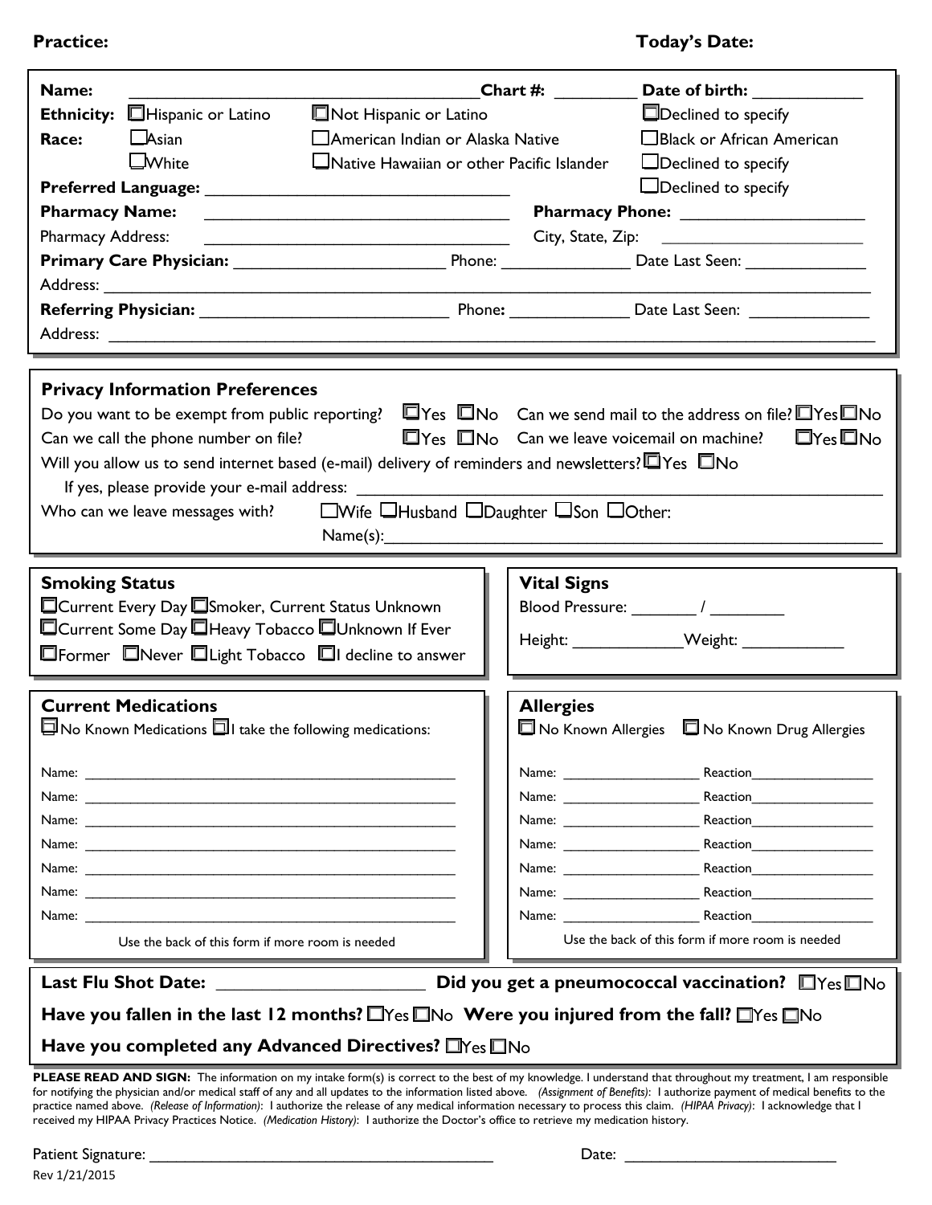**Practice:** **Today's Date:**

**Name:** ______________________________________ **Chart #:** _________ **Date of birth:** ____________

**Ethnicity:** ☐Hispanic or Latino ☐Not Hispanic or Latino ☐Declined to specify

**Race:** ☐Asian ☐American Indian or Alaska Native ☐Black or African American
☐White ☐Native Hawaiian or other Pacific Islander ☐Declined to specify

**Preferred Language:** __________________________________ ☐Declined to specify

**Pharmacy Name:** __________________________________ **Pharmacy Phone:** ____________________

Pharmacy Address: __________________________________ City, State, Zip: ______________________

**Primary Care Physician:** ______________________ Phone: ______________ Date Last Seen: _____________

Address: ______________________________________________________________________________

**Referring Physician:** ___________________________ Phone**:** _____________ Date Last Seen: _____________

Address: ______________________________________________________________________________

## Privacy Information Preferences

Do you want to be exempt from public reporting? ☐Yes ☐No Can we send mail to the address on file? ☐Yes ☐No

Can we call the phone number on file? ☐Yes ☐No Can we leave voicemail on machine? ☐Yes ☐No

Will you allow us to send internet based (e-mail) delivery of reminders and newsletters? ☐Yes ☐No

If yes, please provide your e-mail address: ________________________________________________

Who can we leave messages with? ☐Wife ☐Husband ☐Daughter ☐Son ☐Other:
Name(s):________________________________________________________

## Smoking Status

☐Current Every Day ☐Smoker, Current Status Unknown
☐Current Some Day ☐Heavy Tobacco ☐Unknown If Ever
☐Former ☐Never ☐Light Tobacco ☐I decline to answer

## Vital Signs

Blood Pressure: _______ / ________

Height: ____________Weight: ___________

## Current Medications

☐No Known Medications ☐I take the following medications:

Name: ______________________________________________
Name: ______________________________________________
Name: ______________________________________________
Name: ______________________________________________
Name: ______________________________________________
Name: ______________________________________________
Name: ______________________________________________

Use the back of this form if more room is needed

## Allergies

☐ No Known Allergies ☐ No Known Drug Allergies

Name: _________________ Reaction________________
Name: _________________ Reaction________________
Name: _________________ Reaction________________
Name: _________________ Reaction________________
Name: _________________ Reaction________________
Name: _________________ Reaction________________
Name: _________________ Reaction________________

Use the back of this form if more room is needed

**Last Flu Shot Date:** ______________________ **Did you get a pneumococcal vaccination?** ☐Yes ☐No

**Have you fallen in the last 12 months?** ☐Yes ☐No **Were you injured from the fall?** ☐Yes ☐No

**Have you completed any Advanced Directives?** ☐Yes ☐No

**PLEASE READ AND SIGN:** The information on my intake form(s) is correct to the best of my knowledge. I understand that throughout my treatment, I am responsible for notifying the physician and/or medical staff of any and all updates to the information listed above. *(Assignment of Benefits)*: I authorize payment of medical benefits to the practice named above. *(Release of Information)*: I authorize the release of any medical information necessary to process this claim. *(HIPAA Privacy)*: I acknowledge that I received my HIPAA Privacy Practices Notice. *(Medication History)*: I authorize the Doctor's office to retrieve my medication history.

Patient Signature: ________________________________________ Date: _________________________

Rev 1/21/2015